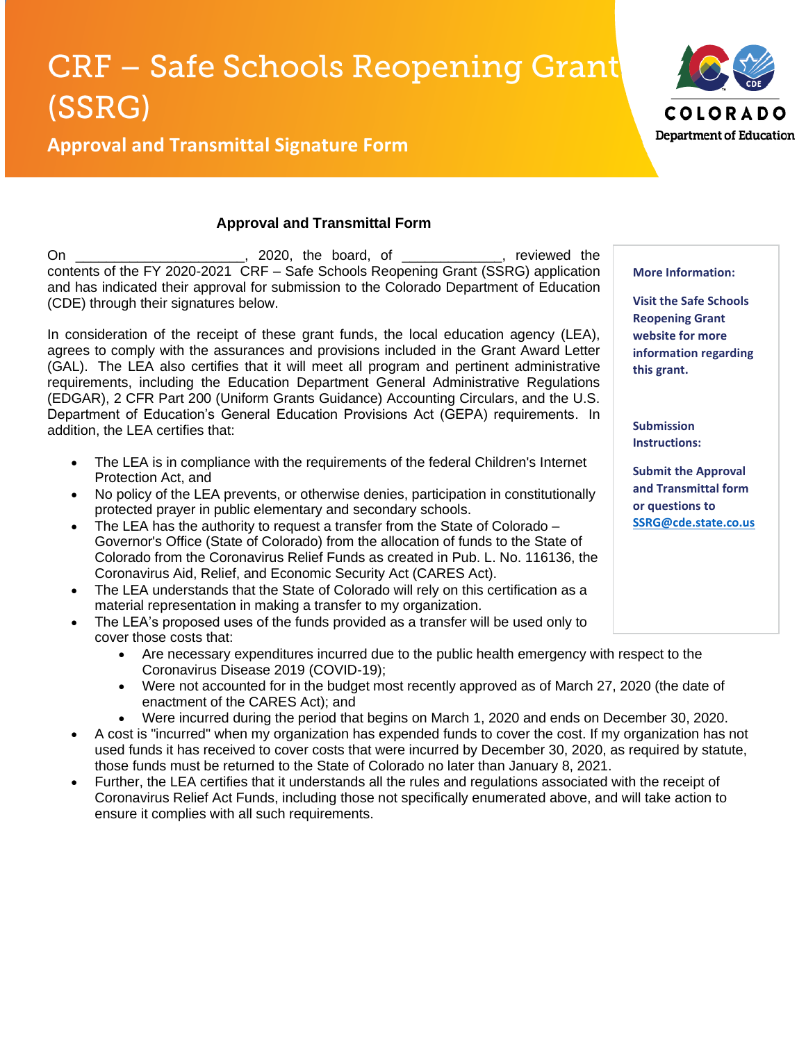# CRF – Safe Schools Reopening Grant (SSRG)

## Approval and Transmittal Signature Form

COLORADO
Department of Education

### Approval and Transmittal Form

On ______________________, 2020, the board, of _____________, reviewed the contents of the FY 2020-2021 CRF – Safe Schools Reopening Grant (SSRG) application and has indicated their approval for submission to the Colorado Department of Education (CDE) through their signatures below.

In consideration of the receipt of these grant funds, the local education agency (LEA), agrees to comply with the assurances and provisions included in the Grant Award Letter (GAL). The LEA also certifies that it will meet all program and pertinent administrative requirements, including the Education Department General Administrative Regulations (EDGAR), 2 CFR Part 200 (Uniform Grants Guidance) Accounting Circulars, and the U.S. Department of Education's General Education Provisions Act (GEPA) requirements. In addition, the LEA certifies that:

- The LEA is in compliance with the requirements of the federal Children's Internet Protection Act, and
- No policy of the LEA prevents, or otherwise denies, participation in constitutionally protected prayer in public elementary and secondary schools.
- The LEA has the authority to request a transfer from the State of Colorado – Governor's Office (State of Colorado) from the allocation of funds to the State of Colorado from the Coronavirus Relief Funds as created in Pub. L. No. 116136, the Coronavirus Aid, Relief, and Economic Security Act (CARES Act).
- The LEA understands that the State of Colorado will rely on this certification as a material representation in making a transfer to my organization.
- The LEA's proposed uses of the funds provided as a transfer will be used only to cover those costs that:
  - Are necessary expenditures incurred due to the public health emergency with respect to the Coronavirus Disease 2019 (COVID-19);
  - Were not accounted for in the budget most recently approved as of March 27, 2020 (the date of enactment of the CARES Act); and
  - Were incurred during the period that begins on March 1, 2020 and ends on December 30, 2020.
- A cost is "incurred" when my organization has expended funds to cover the cost. If my organization has not used funds it has received to cover costs that were incurred by December 30, 2020, as required by statute, those funds must be returned to the State of Colorado no later than January 8, 2021.
- Further, the LEA certifies that it understands all the rules and regulations associated with the receipt of Coronavirus Relief Act Funds, including those not specifically enumerated above, and will take action to ensure it complies with all such requirements.

**More Information:**

**Visit the Safe Schools Reopening Grant website for more information regarding this grant.**

**Submission Instructions:**

**Submit the Approval and Transmittal form or questions to SSRG@cde.state.co.us**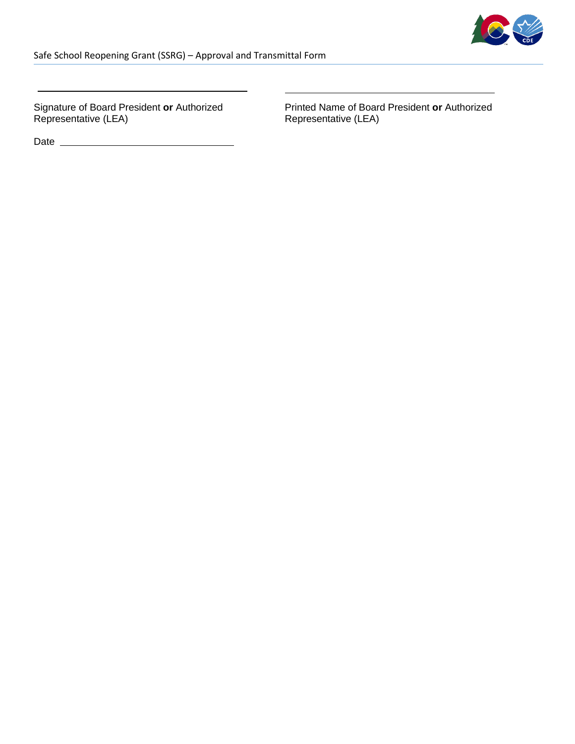\_\_\_\_\_\_\_\_\_\_\_\_\_\_\_\_\_\_\_\_\_\_\_\_\_\_\_\_\_\_\_\_\_\_\_\_

Signature of Board President **or** Authorized Representative (LEA)

\_\_\_\_\_\_\_\_\_\_\_\_\_\_\_\_\_\_\_\_\_\_\_\_\_\_\_\_\_\_\_\_\_\_\_\_

Printed Name of Board President **or** Authorized Representative (LEA)

Date \_\_\_\_\_\_\_\_\_\_\_\_\_\_\_\_\_\_\_\_\_\_\_\_\_\_\_\_\_\_